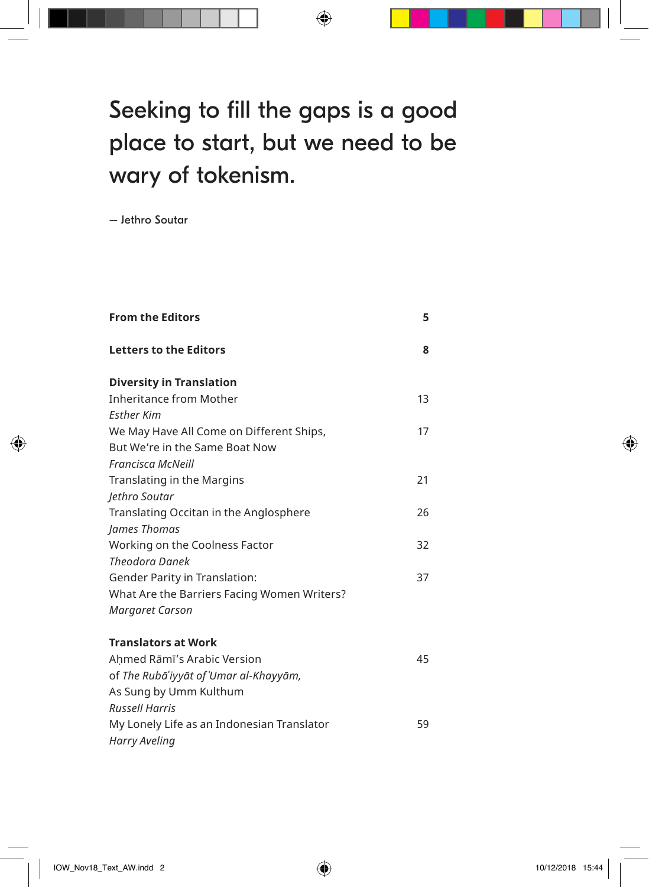# Seeking to fill the gaps is a good place to start, but we need to be wary of tokenism.

— Jethro Soutar

| | |
|---|---|
| **From the Editors** | **5** |
| **Letters to the Editors** | **8** |
| **Diversity in Translation** | |
| Inheritance from Mother<br>*Esther Kim* | 13 |
| We May Have All Come on Different Ships,<br>But We're in the Same Boat Now<br>*Francisca McNeill* | 17 |
| Translating in the Margins<br>*Jethro Soutar* | 21 |
| Translating Occitan in the Anglosphere<br>*James Thomas* | 26 |
| Working on the Coolness Factor<br>*Theodora Danek* | 32 |
| Gender Parity in Translation:<br>What Are the Barriers Facing Women Writers?<br>*Margaret Carson* | 37 |
| **Translators at Work** | |
| Aḥmed Rāmī's Arabic Version<br>of *The Rubāʿiyyāt of ʿUmar al-Khayyām,*<br>As Sung by Umm Kulthum<br>*Russell Harris* | 45 |
| My Lonely Life as an Indonesian Translator<br>*Harry Aveling* | 59 |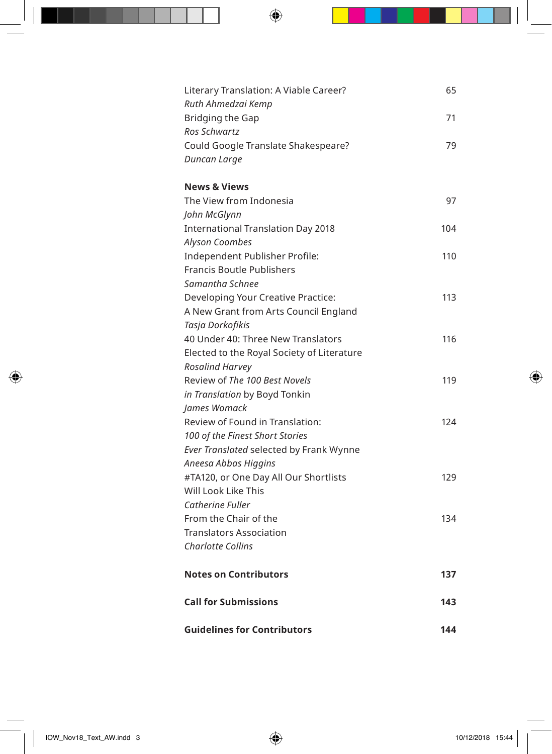Literary Translation: A Viable Career? 65
*Ruth Ahmedzai Kemp*

Bridging the Gap 71
*Ros Schwartz*

Could Google Translate Shakespeare? 79
*Duncan Large*

**News & Views**

The View from Indonesia 97
*John McGlynn*

International Translation Day 2018 104
*Alyson Coombes*

Independent Publisher Profile: Francis Boutle Publishers 110
*Samantha Schnee*

Developing Your Creative Practice: A New Grant from Arts Council England 113
*Tasja Dorkofikis*

40 Under 40: Three New Translators Elected to the Royal Society of Literature 116
*Rosalind Harvey*

Review of *The 100 Best Novels in Translation* by Boyd Tonkin 119
*James Womack*

Review of Found in Translation: *100 of the Finest Short Stories Ever Translated* selected by Frank Wynne 124
*Aneesa Abbas Higgins*

#TA120, or One Day All Our Shortlists Will Look Like This 129
*Catherine Fuller*

From the Chair of the Translators Association 134
*Charlotte Collins*

**Notes on Contributors** **137**

**Call for Submissions** **143**

**Guidelines for Contributors** **144**